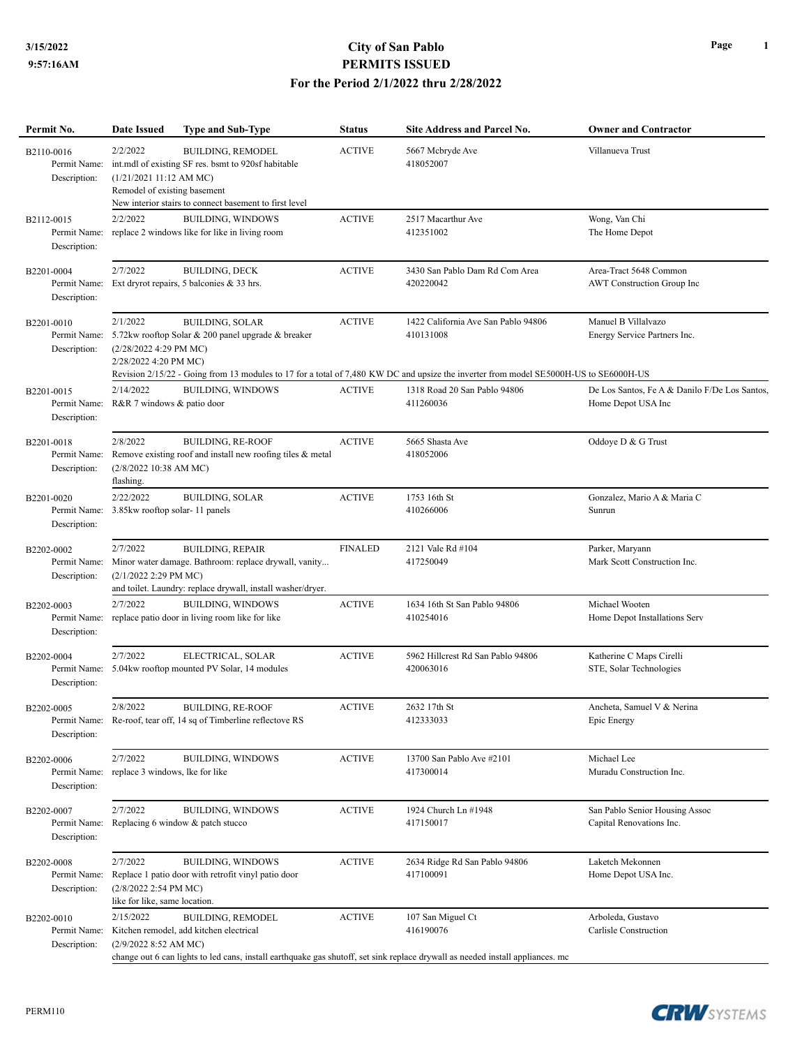# City of San Pablo
## PERMITS ISSUED
### For the Period 2/1/2022 thru 2/28/2022

3/15/2022
9:57:16AM

| Permit No. | Date Issued | Type and Sub-Type | Status | Site Address and Parcel No. | Owner and Contractor |
|---|---|---|---|---|---|
| B2110-0016 | 2/2/2022 | BUILDING, REMODEL | ACTIVE | 5667 Mcbryde Ave<br>418052007 | Villanueva Trust |
| Permit Name: int.mdl of existing SF res. bsmt to 920sf habitable<br>Description: (1/21/2021 11:12 AM MC)<br>Remodel of existing basement<br>New interior stairs to connect basement to first level | | | | | |
| B2112-0015 | 2/2/2022 | BUILDING, WINDOWS | ACTIVE | 2517 Macarthur Ave<br>412351002 | Wong, Van Chi<br>The Home Depot |
| Permit Name: replace 2 windows like for like in living room<br>Description: | | | | | |
| B2201-0004 | 2/7/2022 | BUILDING, DECK | ACTIVE | 3430 San Pablo Dam Rd Com Area<br>420220042 | Area-Tract 5648 Common<br>AWT Construction Group Inc |
| Permit Name: Ext dryrot repairs, 5 balconies & 33 hrs.<br>Description: | | | | | |
| B2201-0010 | 2/1/2022 | BUILDING, SOLAR | ACTIVE | 1422 California Ave San Pablo 94806<br>410131008 | Manuel B Villalvazo<br>Energy Service Partners Inc. |
| Permit Name: 5.72kw rooftop Solar & 200 panel upgrade & breaker<br>Description: (2/28/2022 4:29 PM MC)<br>2/28/2022 4:20 PM MC)<br>Revision 2/15/22 - Going from 13 modules to 17 for a total of 7,480 KW DC and upsize the inverter from model SE5000H-US to SE6000H-US | | | | | |
| B2201-0015 | 2/14/2022 | BUILDING, WINDOWS | ACTIVE | 1318 Road 20 San Pablo 94806<br>411260036 | De Los Santos, Fe A & Danilo F/De Los Santos,<br>Home Depot USA Inc |
| Permit Name: R&R 7 windows & patio door<br>Description: | | | | | |
| B2201-0018 | 2/8/2022 | BUILDING, RE-ROOF | ACTIVE | 5665 Shasta Ave<br>418052006 | Oddoye D & G Trust |
| Permit Name: Remove existing roof and install new roofing tiles & metal<br>Description: (2/8/2022 10:38 AM MC)<br>flashing. | | | | | |
| B2201-0020 | 2/22/2022 | BUILDING, SOLAR | ACTIVE | 1753 16th St<br>410266006 | Gonzalez, Mario A & Maria C<br>Sunrun |
| Permit Name: 3.85kw rooftop solar- 11 panels<br>Description: | | | | | |
| B2202-0002 | 2/7/2022 | BUILDING, REPAIR | FINALED | 2121 Vale Rd #104<br>417250049 | Parker, Maryann<br>Mark Scott Construction Inc. |
| Permit Name: Minor water damage. Bathroom: replace drywall, vanity...<br>Description: (2/1/2022 2:29 PM MC)<br>and toilet. Laundry: replace drywall, install washer/dryer. | | | | | |
| B2202-0003 | 2/7/2022 | BUILDING, WINDOWS | ACTIVE | 1634 16th St San Pablo 94806<br>410254016 | Michael Wooten<br>Home Depot Installations Serv |
| Permit Name: replace patio door in living room like for like<br>Description: | | | | | |
| B2202-0004 | 2/7/2022 | ELECTRICAL, SOLAR | ACTIVE | 5962 Hillcrest Rd San Pablo 94806<br>420063016 | Katherine C Maps Cirelli<br>STE, Solar Technologies |
| Permit Name: 5.04kw rooftop mounted PV Solar, 14 modules<br>Description: | | | | | |
| B2202-0005 | 2/8/2022 | BUILDING, RE-ROOF | ACTIVE | 2632 17th St<br>412333033 | Ancheta, Samuel V & Nerina<br>Epic Energy |
| Permit Name: Re-roof, tear off, 14 sq of Timberline reflectove RS<br>Description: | | | | | |
| B2202-0006 | 2/7/2022 | BUILDING, WINDOWS | ACTIVE | 13700 San Pablo Ave #2101<br>417300014 | Michael Lee<br>Muradu Construction Inc. |
| Permit Name: replace 3 windows, lke for like<br>Description: | | | | | |
| B2202-0007 | 2/7/2022 | BUILDING, WINDOWS | ACTIVE | 1924 Church Ln #1948<br>417150017 | San Pablo Senior Housing Assoc<br>Capital Renovations Inc. |
| Permit Name: Replacing 6 window & patch stucco<br>Description: | | | | | |
| B2202-0008 | 2/7/2022 | BUILDING, WINDOWS | ACTIVE | 2634 Ridge Rd San Pablo 94806<br>417100091 | Laketch Mekonnen<br>Home Depot USA Inc. |
| Permit Name: Replace 1 patio door with retrofit vinyl patio door<br>Description: (2/8/2022 2:54 PM MC)<br>like for like, same location. | | | | | |
| B2202-0010 | 2/15/2022 | BUILDING, REMODEL | ACTIVE | 107 San Miguel Ct<br>416190076 | Arboleda, Gustavo<br>Carlisle Construction |
| Permit Name: Kitchen remodel, add kitchen electrical<br>Description: (2/9/2022 8:52 AM MC)<br>change out 6 can lights to led cans, install earthquake gas shutoff, set sink replace drywall as needed install appliances. mc | | | | | |

PERM110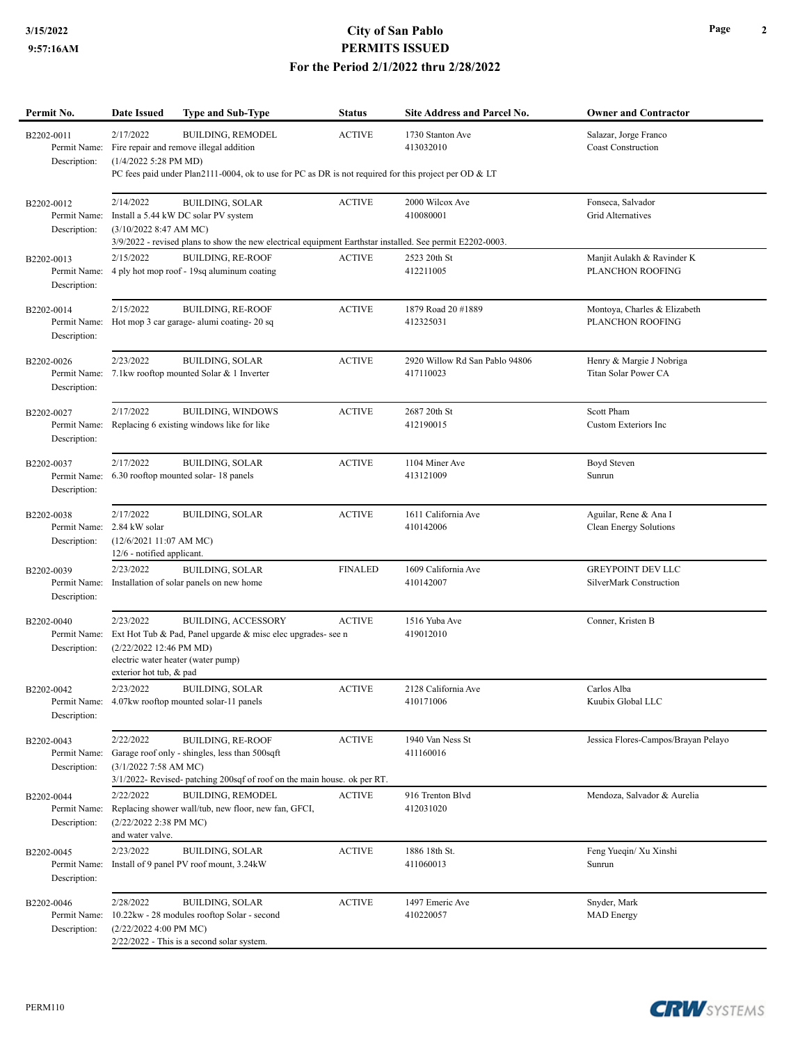# City of San Pablo
## PERMITS ISSUED
### For the Period 2/1/2022 thru 2/28/2022

| Permit No. | Date Issued | Type and Sub-Type | Status | Site Address and Parcel No. | Owner and Contractor |
|---|---|---|---|---|---|
| B2202-0011 | 2/17/2022 | BUILDING, REMODEL | ACTIVE | 1730 Stanton Ave | Salazar, Jorge Franco |
| Permit Name: | Fire repair and remove illegal addition | | | 413032010 | Coast Construction |
| Description: | (1/4/2022 5:28 PM MD) PC fees paid under Plan2111-0004, ok to use for PC as DR is not required for this project per OD & LT | | | | |
| B2202-0012 | 2/14/2022 | BUILDING, SOLAR | ACTIVE | 2000 Wilcox Ave | Fonseca, Salvador |
| Permit Name: | Install a 5.44 kW DC solar PV system | | | 410080001 | Grid Alternatives |
| Description: | (3/10/2022 8:47 AM MC) 3/9/2022 - revised plans to show the new electrical equipment Earthstar installed. See permit E2202-0003. | | | | |
| B2202-0013 | 2/15/2022 | BUILDING, RE-ROOF | ACTIVE | 2523 20th St | Manjit Aulakh & Ravinder K |
| Permit Name: | 4 ply hot mop roof - 19sq aluminum coating | | | 412211005 | PLANCHON ROOFING |
| Description: | | | | | |
| B2202-0014 | 2/15/2022 | BUILDING, RE-ROOF | ACTIVE | 1879 Road 20 #1889 | Montoya, Charles & Elizabeth |
| Permit Name: | Hot mop 3 car garage- alumi coating- 20 sq | | | 412325031 | PLANCHON ROOFING |
| Description: | | | | | |
| B2202-0026 | 2/23/2022 | BUILDING, SOLAR | ACTIVE | 2920 Willow Rd San Pablo 94806 | Henry & Margie J Nobriga |
| Permit Name: | 7.1kw rooftop mounted Solar & 1 Inverter | | | 417110023 | Titan Solar Power CA |
| Description: | | | | | |
| B2202-0027 | 2/17/2022 | BUILDING, WINDOWS | ACTIVE | 2687 20th St | Scott Pham |
| Permit Name: | Replacing 6 existing windows like for like | | | 412190015 | Custom Exteriors Inc |
| Description: | | | | | |
| B2202-0037 | 2/17/2022 | BUILDING, SOLAR | ACTIVE | 1104 Miner Ave | Boyd Steven |
| Permit Name: | 6.30 rooftop mounted solar- 18 panels | | | 413121009 | Sunrun |
| Description: | | | | | |
| B2202-0038 | 2/17/2022 | BUILDING, SOLAR | ACTIVE | 1611 California Ave | Aguilar, Rene & Ana I |
| Permit Name: | 2.84 kW solar | | | 410142006 | Clean Energy Solutions |
| Description: | (12/6/2021 11:07 AM MC) 12/6 - notified applicant. | | | | |
| B2202-0039 | 2/23/2022 | BUILDING, SOLAR | FINALED | 1609 California Ave | GREYPOINT DEV LLC |
| Permit Name: | Installation of solar panels on new home | | | 410142007 | SilverMark Construction |
| Description: | | | | | |
| B2202-0040 | 2/23/2022 | BUILDING, ACCESSORY | ACTIVE | 1516 Yuba Ave | Conner, Kristen B |
| Permit Name: | Ext Hot Tub & Pad, Panel upgarde & misc elec upgrades- see n | | | 419012010 | |
| Description: | (2/22/2022 12:46 PM MD) electric water heater (water pump) exterior hot tub, & pad | | | | |
| B2202-0042 | 2/23/2022 | BUILDING, SOLAR | ACTIVE | 2128 California Ave | Carlos Alba |
| Permit Name: | 4.07kw rooftop mounted solar-11 panels | | | 410171006 | Kuubix Global LLC |
| Description: | | | | | |
| B2202-0043 | 2/22/2022 | BUILDING, RE-ROOF | ACTIVE | 1940 Van Ness St | Jessica Flores-Campos/Brayan Pelayo |
| Permit Name: | Garage roof only - shingles, less than 500sqft | | | 411160016 | |
| Description: | (3/1/2022 7:58 AM MC) 3/1/2022- Revised- patching 200sqf of roof on the main house. ok per RT. | | | | |
| B2202-0044 | 2/22/2022 | BUILDING, REMODEL | ACTIVE | 916 Trenton Blvd | Mendoza, Salvador & Aurelia |
| Permit Name: | Replacing shower wall/tub, new floor, new fan, GFCI, | | | 412031020 | |
| Description: | (2/22/2022 2:38 PM MC) and water valve. | | | | |
| B2202-0045 | 2/23/2022 | BUILDING, SOLAR | ACTIVE | 1886 18th St. | Feng Yueqin/ Xu Xinshi |
| Permit Name: | Install of 9 panel PV roof mount, 3.24kW | | | 411060013 | Sunrun |
| Description: | | | | | |
| B2202-0046 | 2/28/2022 | BUILDING, SOLAR | ACTIVE | 1497 Emeric Ave | Snyder, Mark |
| Permit Name: | 10.22kw - 28 modules rooftop Solar - second | | | 410220057 | MAD Energy |
| Description: | (2/22/2022 4:00 PM MC) 2/22/2022 - This is a second solar system. | | | | |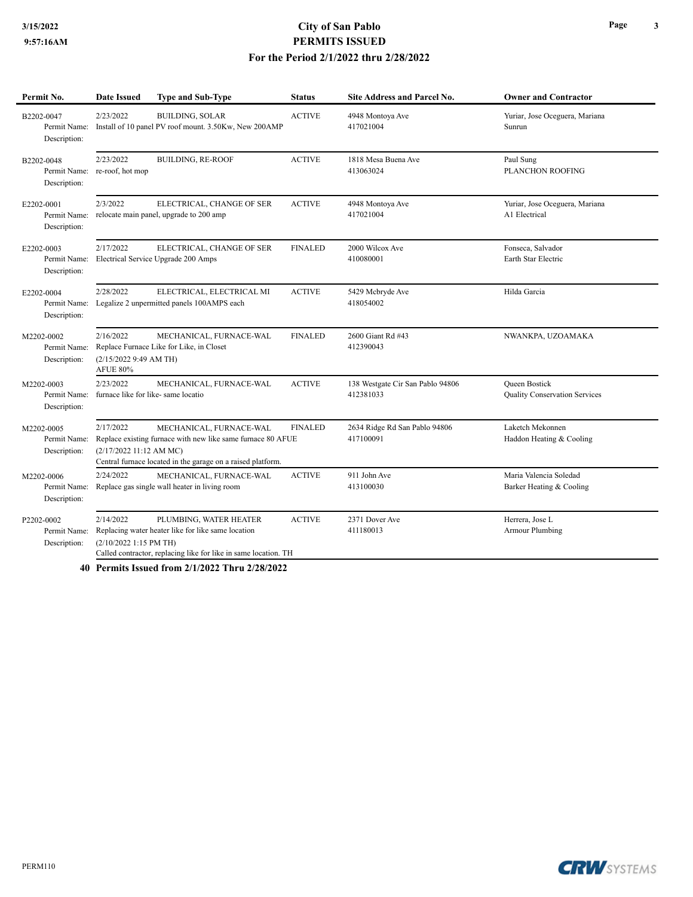# City of San Pablo
## PERMITS ISSUED
### For the Period 2/1/2022 thru 2/28/2022

| Permit No. | Date Issued | Type and Sub-Type | Status | Site Address and Parcel No. | Owner and Contractor |
|---|---|---|---|---|---|
| B2202-0047 | 2/23/2022 | BUILDING, SOLAR | ACTIVE | 4948 Montoya Ave<br>417021004 | Yuriar, Jose Oceguera, Mariana<br>Sunrun |
| Permit Name: | Install of 10 panel PV roof mount. 3.50Kw, New 200AMP | | | | |
| Description: | | | | | |
| B2202-0048 | 2/23/2022 | BUILDING, RE-ROOF | ACTIVE | 1818 Mesa Buena Ave<br>413063024 | Paul Sung<br>PLANCHON ROOFING |
| Permit Name: | re-roof, hot mop | | | | |
| Description: | | | | | |
| E2202-0001 | 2/3/2022 | ELECTRICAL, CHANGE OF SER | ACTIVE | 4948 Montoya Ave<br>417021004 | Yuriar, Jose Oceguera, Mariana<br>A1 Electrical |
| Permit Name: | relocate main panel, upgrade to 200 amp | | | | |
| Description: | | | | | |
| E2202-0003 | 2/17/2022 | ELECTRICAL, CHANGE OF SER | FINALED | 2000 Wilcox Ave<br>410080001 | Fonseca, Salvador<br>Earth Star Electric |
| Permit Name: | Electrical Service Upgrade 200 Amps | | | | |
| Description: | | | | | |
| E2202-0004 | 2/28/2022 | ELECTRICAL, ELECTRICAL MI | ACTIVE | 5429 Mcbryde Ave<br>418054002 | Hilda Garcia |
| Permit Name: | Legalize 2 unpermitted panels 100AMPS each | | | | |
| Description: | | | | | |
| M2202-0002 | 2/16/2022 | MECHANICAL, FURNACE-WAL | FINALED | 2600 Giant Rd #43<br>412390043 | NWANKPA, UZOAMAKA |
| Permit Name: | Replace Furnace Like for Like, in Closet | | | | |
| Description: | (2/15/2022 9:49 AM TH)<br>AFUE 80% | | | | |
| M2202-0003 | 2/23/2022 | MECHANICAL, FURNACE-WAL | ACTIVE | 138 Westgate Cir San Pablo 94806<br>412381033 | Queen Bostick<br>Quality Conservation Services |
| Permit Name: | furnace like for like- same locatio | | | | |
| Description: | | | | | |
| M2202-0005 | 2/17/2022 | MECHANICAL, FURNACE-WAL | FINALED | 2634 Ridge Rd San Pablo 94806<br>417100091 | Laketch Mekonnen<br>Haddon Heating & Cooling |
| Permit Name: | Replace existing furnace with new like same furnace 80 AFUE | | | | |
| Description: | (2/17/2022 11:12 AM MC)<br>Central furnace located in the garage on a raised platform. | | | | |
| M2202-0006 | 2/24/2022 | MECHANICAL, FURNACE-WAL | ACTIVE | 911 John Ave<br>413100030 | Maria Valencia Soledad<br>Barker Heating & Cooling |
| Permit Name: | Replace gas single wall heater in living room | | | | |
| Description: | | | | | |
| P2202-0002 | 2/14/2022 | PLUMBING, WATER HEATER | ACTIVE | 2371 Dover Ave<br>411180013 | Herrera, Jose L<br>Armour Plumbing |
| Permit Name: | Replacing water heater like for like same location | | | | |
| Description: | (2/10/2022 1:15 PM TH)<br>Called contractor, replacing like for like in same location. TH | | | | |

**40 Permits Issued from 2/1/2022 Thru 2/28/2022**